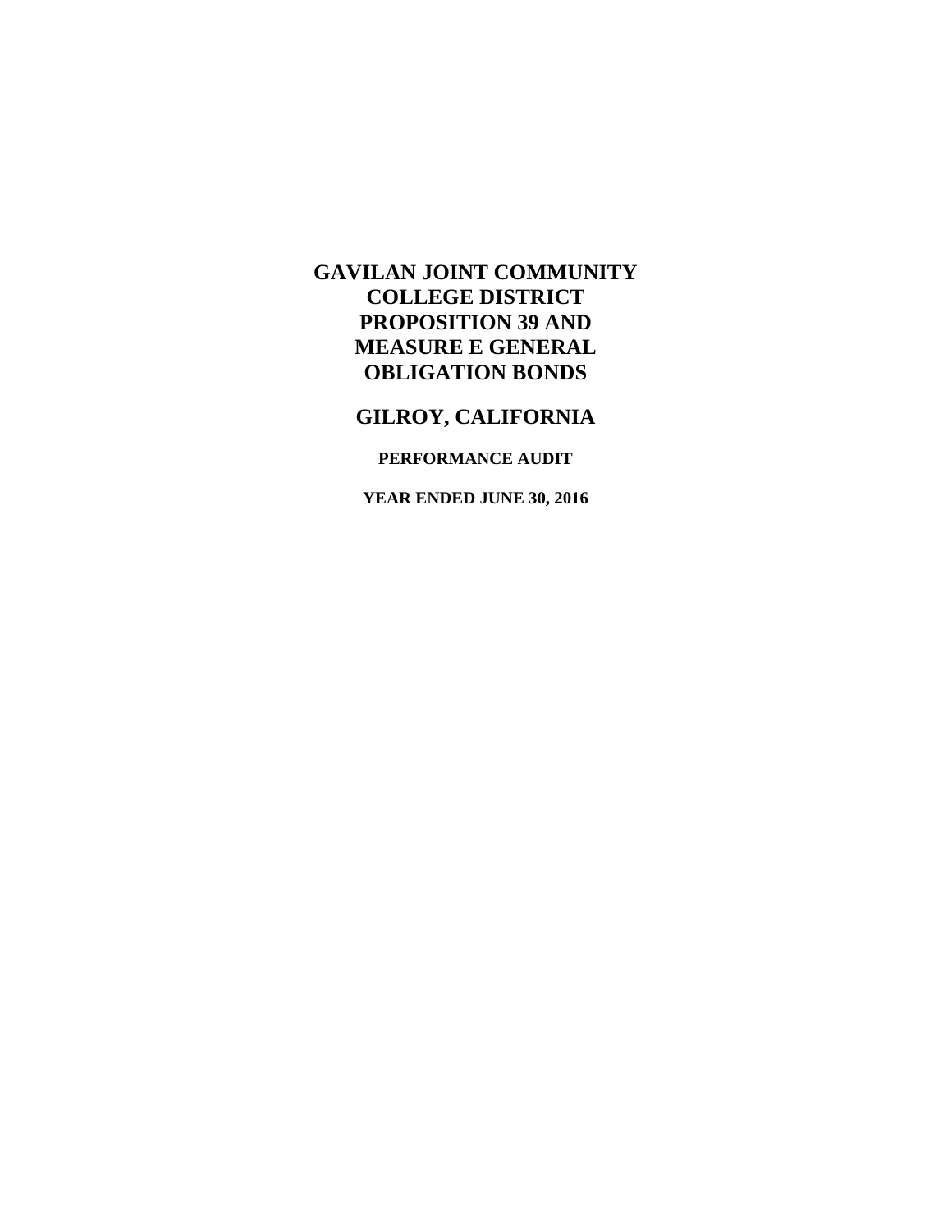# GAVILAN JOINT COMMUNITY COLLEGE DISTRICT PROPOSITION 39 AND MEASURE E GENERAL OBLIGATION BONDS

## GILROY, CALIFORNIA

### PERFORMANCE AUDIT

### YEAR ENDED JUNE 30, 2016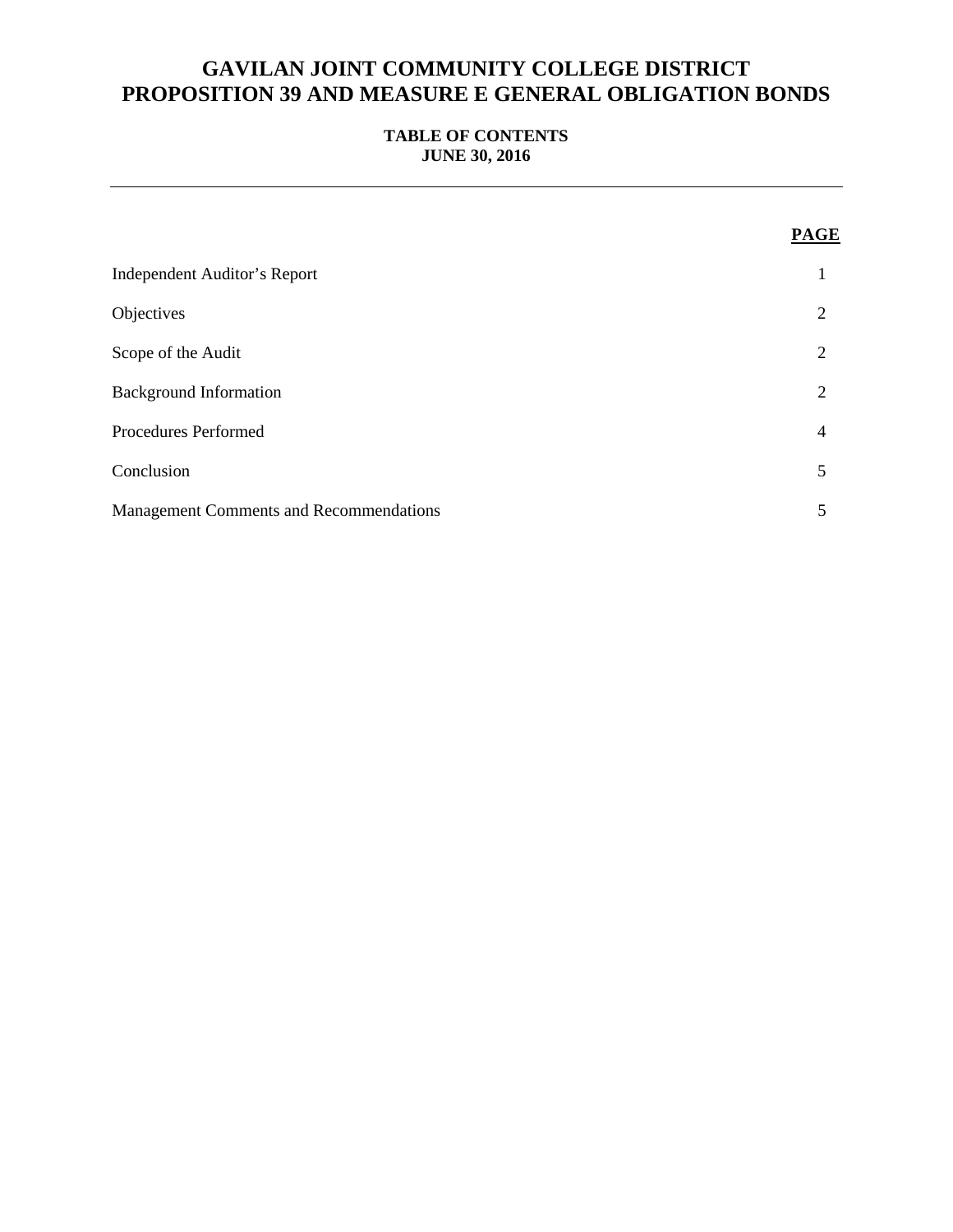# GAVILAN JOINT COMMUNITY COLLEGE DISTRICT
# PROPOSITION 39 AND MEASURE E GENERAL OBLIGATION BONDS

**TABLE OF CONTENTS**
**JUNE 30, 2016**

---

| | PAGE |
|---|---|
| Independent Auditor's Report | 1 |
| Objectives | 2 |
| Scope of the Audit | 2 |
| Background Information | 2 |
| Procedures Performed | 4 |
| Conclusion | 5 |
| Management Comments and Recommendations | 5 |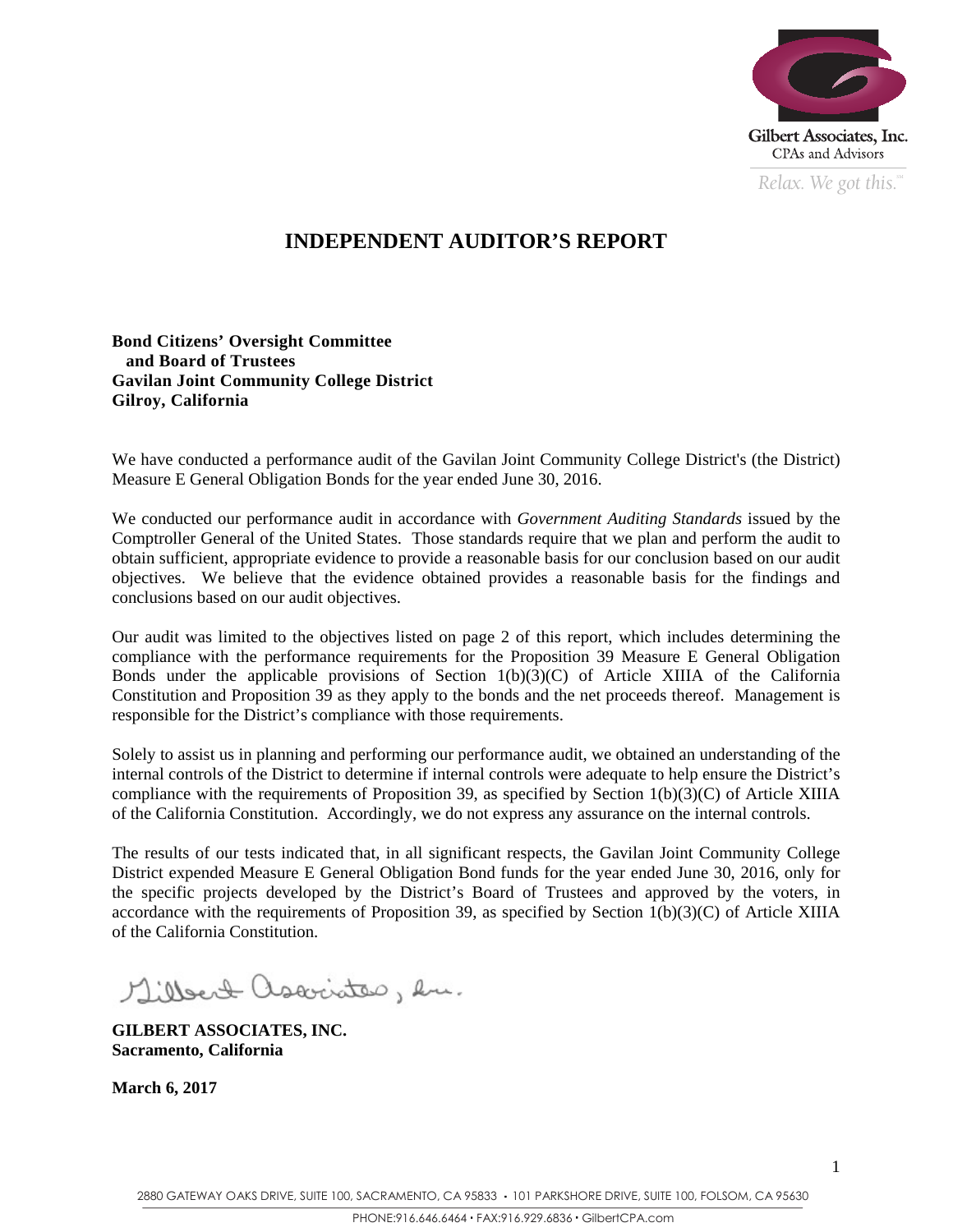Gilbert Associates, Inc.
CPAs and Advisors

*Relax. We got this.*

# INDEPENDENT AUDITOR'S REPORT

**Bond Citizens' Oversight Committee**
**and Board of Trustees**
**Gavilan Joint Community College District**
**Gilroy, California**

We have conducted a performance audit of the Gavilan Joint Community College District's (the District) Measure E General Obligation Bonds for the year ended June 30, 2016.

We conducted our performance audit in accordance with *Government Auditing Standards* issued by the Comptroller General of the United States. Those standards require that we plan and perform the audit to obtain sufficient, appropriate evidence to provide a reasonable basis for our conclusion based on our audit objectives. We believe that the evidence obtained provides a reasonable basis for the findings and conclusions based on our audit objectives.

Our audit was limited to the objectives listed on page 2 of this report, which includes determining the compliance with the performance requirements for the Proposition 39 Measure E General Obligation Bonds under the applicable provisions of Section 1(b)(3)(C) of Article XIIIA of the California Constitution and Proposition 39 as they apply to the bonds and the net proceeds thereof. Management is responsible for the District's compliance with those requirements.

Solely to assist us in planning and performing our performance audit, we obtained an understanding of the internal controls of the District to determine if internal controls were adequate to help ensure the District's compliance with the requirements of Proposition 39, as specified by Section 1(b)(3)(C) of Article XIIIA of the California Constitution. Accordingly, we do not express any assurance on the internal controls.

The results of our tests indicated that, in all significant respects, the Gavilan Joint Community College District expended Measure E General Obligation Bond funds for the year ended June 30, 2016, only for the specific projects developed by the District's Board of Trustees and approved by the voters, in accordance with the requirements of Proposition 39, as specified by Section 1(b)(3)(C) of Article XIIIA of the California Constitution.

*Gilbert Associates, Inc.*

**GILBERT ASSOCIATES, INC.**
**Sacramento, California**

**March 6, 2017**

2880 GATEWAY OAKS DRIVE, SUITE 100, SACRAMENTO, CA 95833 • 101 PARKSHORE DRIVE, SUITE 100, FOLSOM, CA 95630
PHONE:916.646.6464 • FAX:916.929.6836 • GilbertCPA.com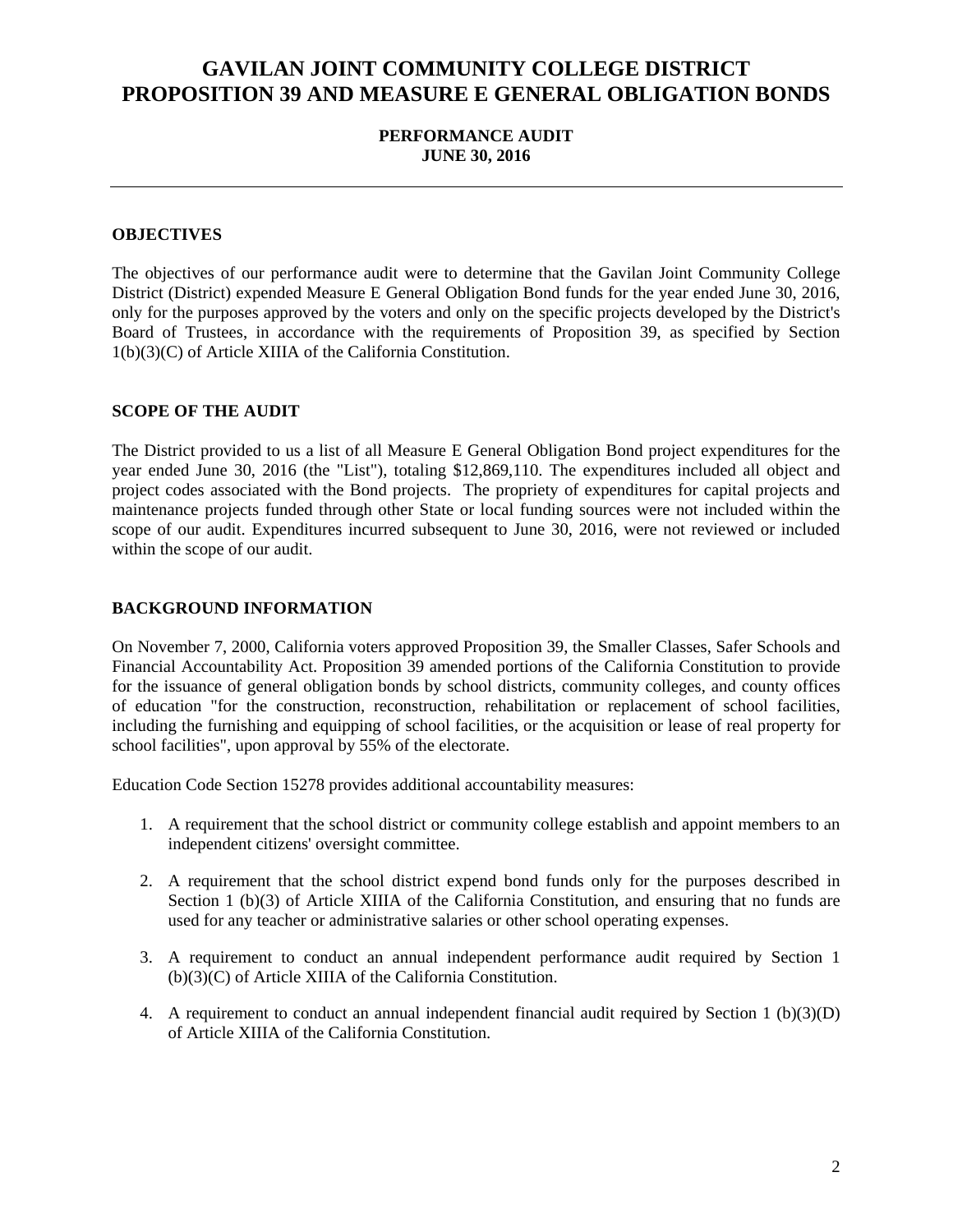# GAVILAN JOINT COMMUNITY COLLEGE DISTRICT PROPOSITION 39 AND MEASURE E GENERAL OBLIGATION BONDS

**PERFORMANCE AUDIT**
**JUNE 30, 2016**

---

## OBJECTIVES

The objectives of our performance audit were to determine that the Gavilan Joint Community College District (District) expended Measure E General Obligation Bond funds for the year ended June 30, 2016, only for the purposes approved by the voters and only on the specific projects developed by the District's Board of Trustees, in accordance with the requirements of Proposition 39, as specified by Section 1(b)(3)(C) of Article XIIIA of the California Constitution.

## SCOPE OF THE AUDIT

The District provided to us a list of all Measure E General Obligation Bond project expenditures for the year ended June 30, 2016 (the "List"), totaling $12,869,110. The expenditures included all object and project codes associated with the Bond projects. The propriety of expenditures for capital projects and maintenance projects funded through other State or local funding sources were not included within the scope of our audit. Expenditures incurred subsequent to June 30, 2016, were not reviewed or included within the scope of our audit.

## BACKGROUND INFORMATION

On November 7, 2000, California voters approved Proposition 39, the Smaller Classes, Safer Schools and Financial Accountability Act. Proposition 39 amended portions of the California Constitution to provide for the issuance of general obligation bonds by school districts, community colleges, and county offices of education "for the construction, reconstruction, rehabilitation or replacement of school facilities, including the furnishing and equipping of school facilities, or the acquisition or lease of real property for school facilities", upon approval by 55% of the electorate.

Education Code Section 15278 provides additional accountability measures:

1. A requirement that the school district or community college establish and appoint members to an independent citizens' oversight committee.

2. A requirement that the school district expend bond funds only for the purposes described in Section 1 (b)(3) of Article XIIIA of the California Constitution, and ensuring that no funds are used for any teacher or administrative salaries or other school operating expenses.

3. A requirement to conduct an annual independent performance audit required by Section 1 (b)(3)(C) of Article XIIIA of the California Constitution.

4. A requirement to conduct an annual independent financial audit required by Section 1 (b)(3)(D) of Article XIIIA of the California Constitution.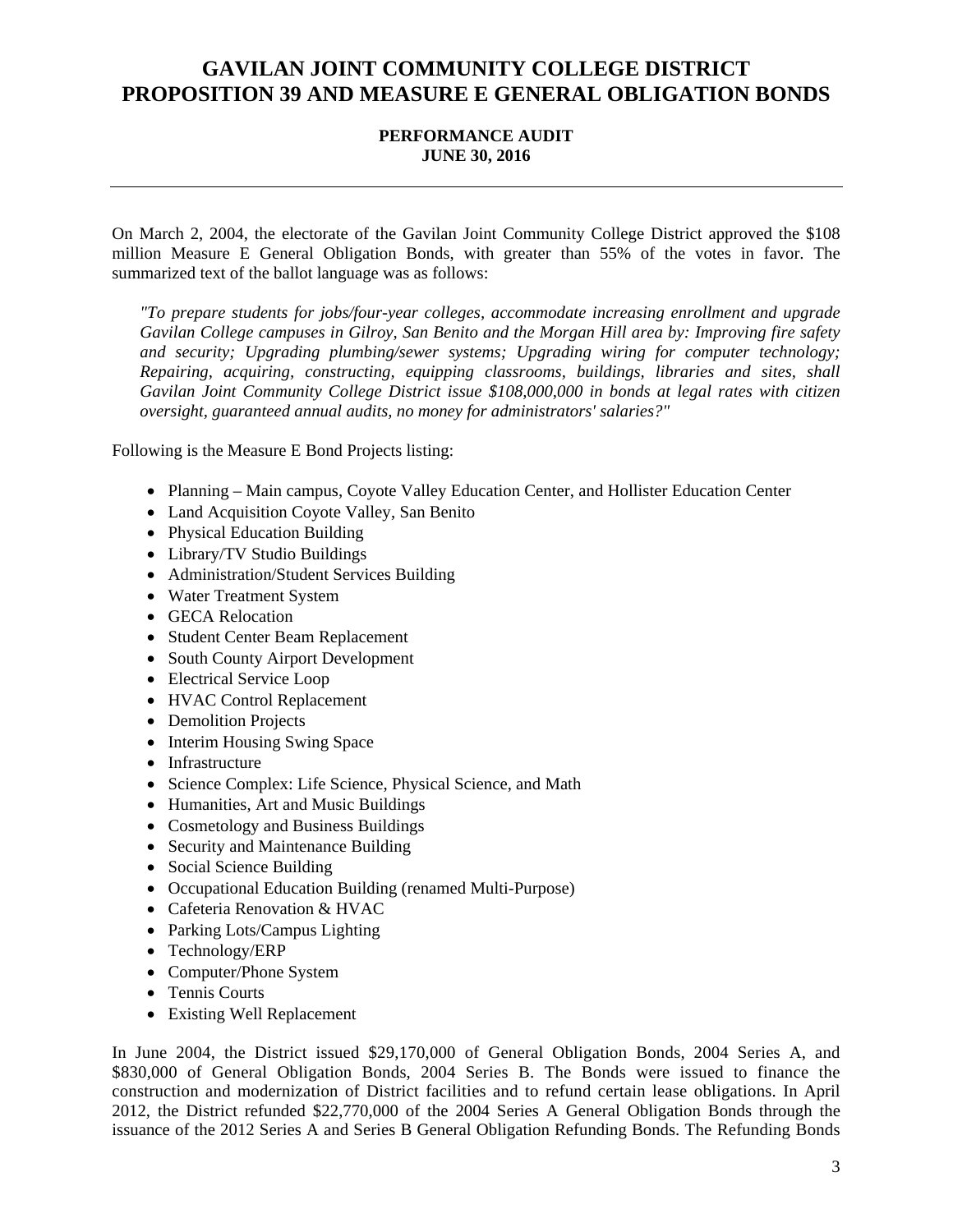# GAVILAN JOINT COMMUNITY COLLEGE DISTRICT
# PROPOSITION 39 AND MEASURE E GENERAL OBLIGATION BONDS

**PERFORMANCE AUDIT**
**JUNE 30, 2016**

---

On March 2, 2004, the electorate of the Gavilan Joint Community College District approved the $108 million Measure E General Obligation Bonds, with greater than 55% of the votes in favor. The summarized text of the ballot language was as follows:

> *"To prepare students for jobs/four-year colleges, accommodate increasing enrollment and upgrade Gavilan College campuses in Gilroy, San Benito and the Morgan Hill area by: Improving fire safety and security; Upgrading plumbing/sewer systems; Upgrading wiring for computer technology; Repairing, acquiring, constructing, equipping classrooms, buildings, libraries and sites, shall Gavilan Joint Community College District issue $108,000,000 in bonds at legal rates with citizen oversight, guaranteed annual audits, no money for administrators' salaries?"*

Following is the Measure E Bond Projects listing:

- Planning – Main campus, Coyote Valley Education Center, and Hollister Education Center
- Land Acquisition Coyote Valley, San Benito
- Physical Education Building
- Library/TV Studio Buildings
- Administration/Student Services Building
- Water Treatment System
- GECA Relocation
- Student Center Beam Replacement
- South County Airport Development
- Electrical Service Loop
- HVAC Control Replacement
- Demolition Projects
- Interim Housing Swing Space
- Infrastructure
- Science Complex: Life Science, Physical Science, and Math
- Humanities, Art and Music Buildings
- Cosmetology and Business Buildings
- Security and Maintenance Building
- Social Science Building
- Occupational Education Building (renamed Multi-Purpose)
- Cafeteria Renovation & HVAC
- Parking Lots/Campus Lighting
- Technology/ERP
- Computer/Phone System
- Tennis Courts
- Existing Well Replacement

In June 2004, the District issued $29,170,000 of General Obligation Bonds, 2004 Series A, and $830,000 of General Obligation Bonds, 2004 Series B. The Bonds were issued to finance the construction and modernization of District facilities and to refund certain lease obligations. In April 2012, the District refunded $22,770,000 of the 2004 Series A General Obligation Bonds through the issuance of the 2012 Series A and Series B General Obligation Refunding Bonds. The Refunding Bonds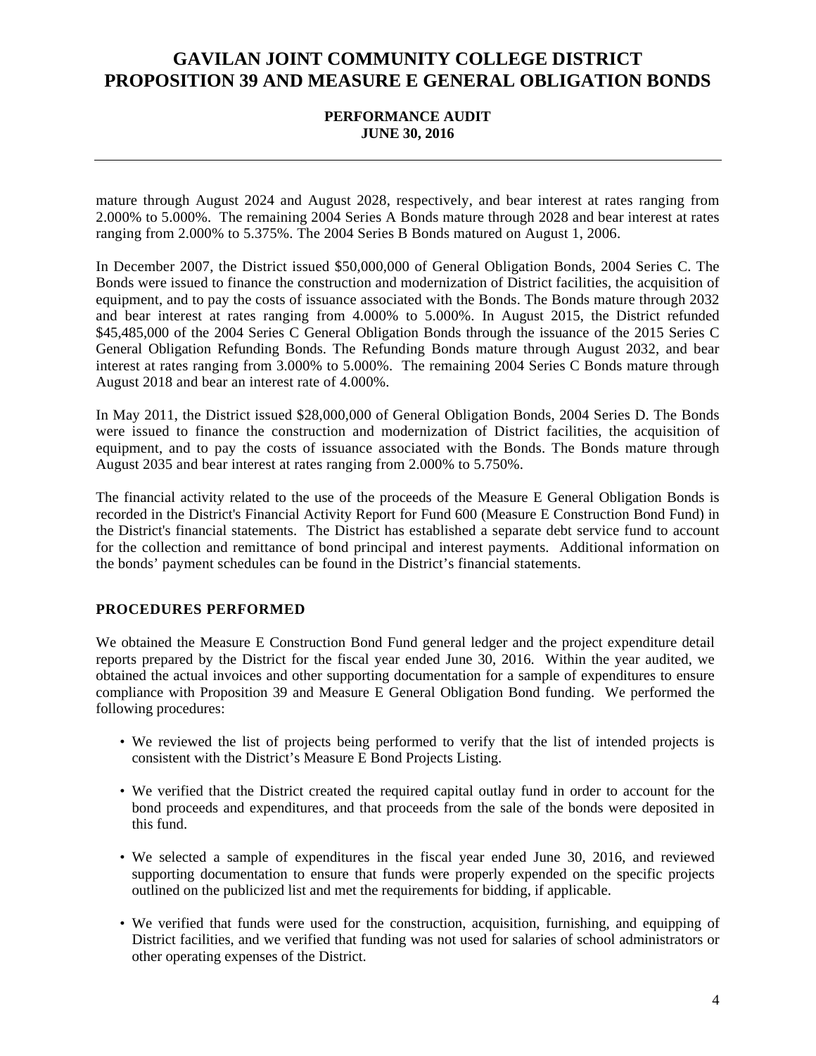mature through August 2024 and August 2028, respectively, and bear interest at rates ranging from 2.000% to 5.000%. The remaining 2004 Series A Bonds mature through 2028 and bear interest at rates ranging from 2.000% to 5.375%. The 2004 Series B Bonds matured on August 1, 2006.

In December 2007, the District issued $50,000,000 of General Obligation Bonds, 2004 Series C. The Bonds were issued to finance the construction and modernization of District facilities, the acquisition of equipment, and to pay the costs of issuance associated with the Bonds. The Bonds mature through 2032 and bear interest at rates ranging from 4.000% to 5.000%. In August 2015, the District refunded $45,485,000 of the 2004 Series C General Obligation Bonds through the issuance of the 2015 Series C General Obligation Refunding Bonds. The Refunding Bonds mature through August 2032, and bear interest at rates ranging from 3.000% to 5.000%. The remaining 2004 Series C Bonds mature through August 2018 and bear an interest rate of 4.000%.

In May 2011, the District issued $28,000,000 of General Obligation Bonds, 2004 Series D. The Bonds were issued to finance the construction and modernization of District facilities, the acquisition of equipment, and to pay the costs of issuance associated with the Bonds. The Bonds mature through August 2035 and bear interest at rates ranging from 2.000% to 5.750%.

The financial activity related to the use of the proceeds of the Measure E General Obligation Bonds is recorded in the District's Financial Activity Report for Fund 600 (Measure E Construction Bond Fund) in the District's financial statements. The District has established a separate debt service fund to account for the collection and remittance of bond principal and interest payments. Additional information on the bonds' payment schedules can be found in the District's financial statements.

## PROCEDURES PERFORMED

We obtained the Measure E Construction Bond Fund general ledger and the project expenditure detail reports prepared by the District for the fiscal year ended June 30, 2016. Within the year audited, we obtained the actual invoices and other supporting documentation for a sample of expenditures to ensure compliance with Proposition 39 and Measure E General Obligation Bond funding. We performed the following procedures:

- We reviewed the list of projects being performed to verify that the list of intended projects is consistent with the District's Measure E Bond Projects Listing.
- We verified that the District created the required capital outlay fund in order to account for the bond proceeds and expenditures, and that proceeds from the sale of the bonds were deposited in this fund.
- We selected a sample of expenditures in the fiscal year ended June 30, 2016, and reviewed supporting documentation to ensure that funds were properly expended on the specific projects outlined on the publicized list and met the requirements for bidding, if applicable.
- We verified that funds were used for the construction, acquisition, furnishing, and equipping of District facilities, and we verified that funding was not used for salaries of school administrators or other operating expenses of the District.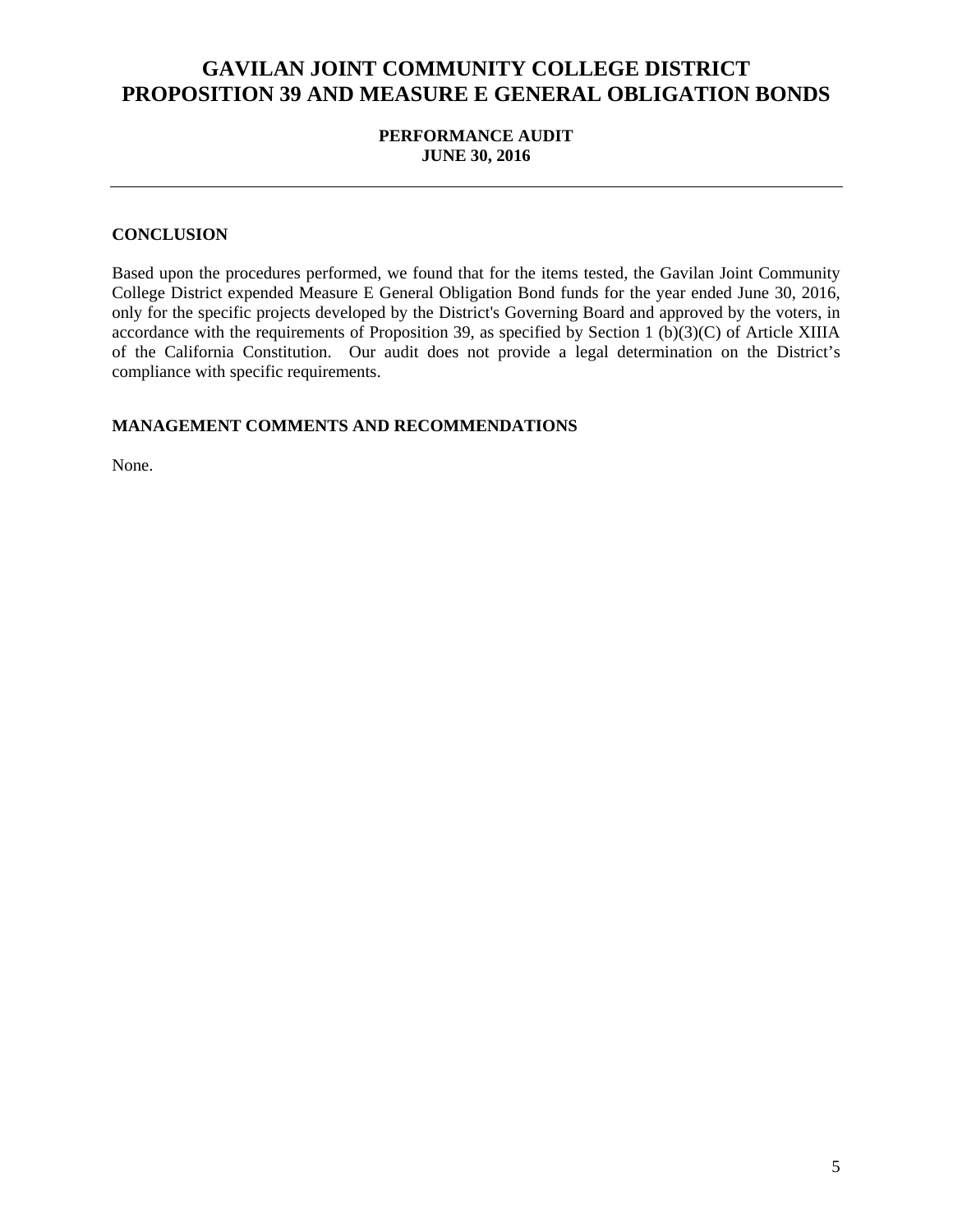# GAVILAN JOINT COMMUNITY COLLEGE DISTRICT
# PROPOSITION 39 AND MEASURE E GENERAL OBLIGATION BONDS

**PERFORMANCE AUDIT**
**JUNE 30, 2016**

---

## CONCLUSION

Based upon the procedures performed, we found that for the items tested, the Gavilan Joint Community College District expended Measure E General Obligation Bond funds for the year ended June 30, 2016, only for the specific projects developed by the District's Governing Board and approved by the voters, in accordance with the requirements of Proposition 39, as specified by Section 1 (b)(3)(C) of Article XIIIA of the California Constitution. Our audit does not provide a legal determination on the District's compliance with specific requirements.

## MANAGEMENT COMMENTS AND RECOMMENDATIONS

None.